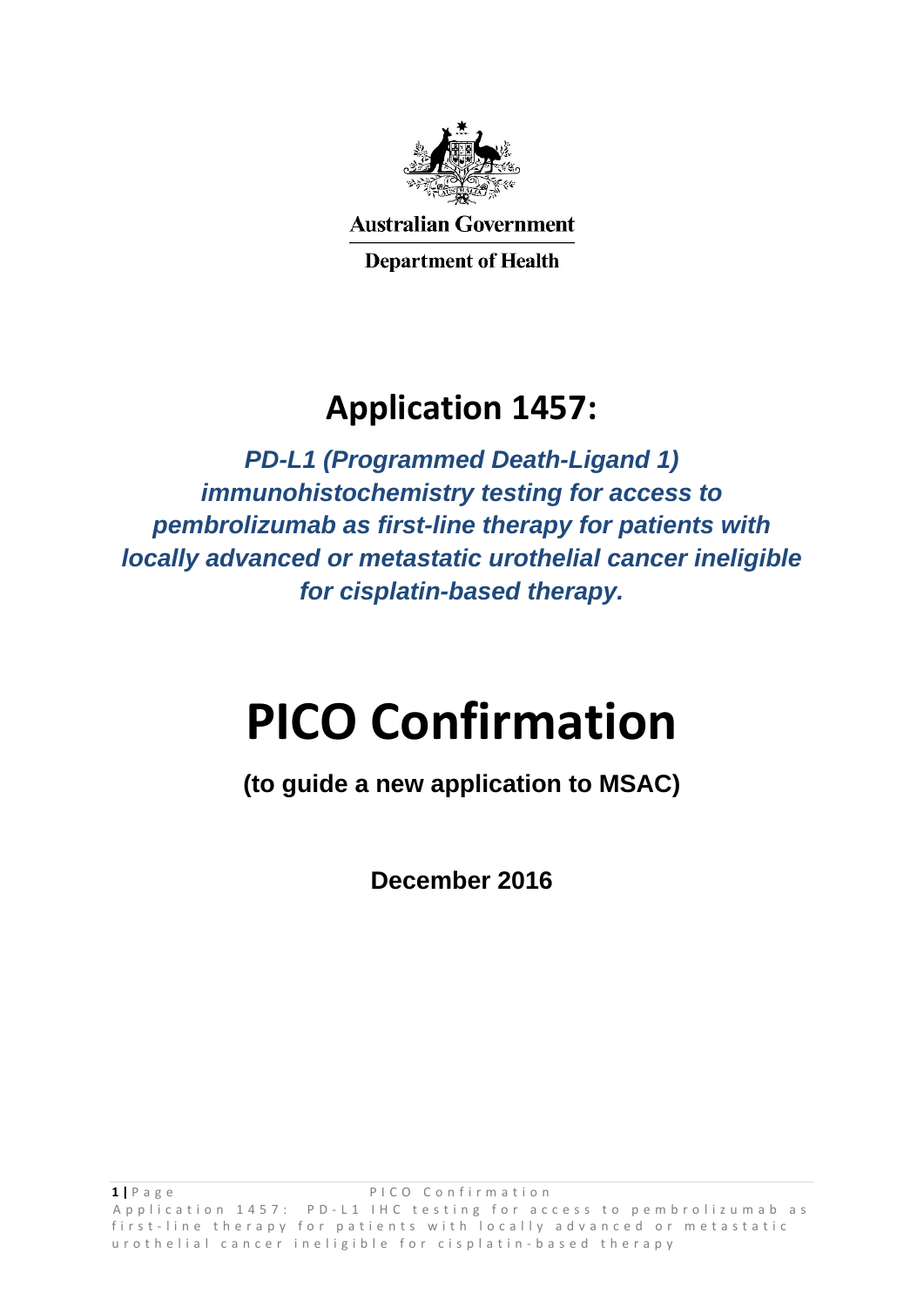Australian Government

Department of Health

# Application 1457:

***PD-L1 (Programmed Death-Ligand 1) immunohistochemistry testing for access to pembrolizumab as first-line therapy for patients with locally advanced or metastatic urothelial cancer ineligible for cisplatin-based therapy.***

# PICO Confirmation

**(to guide a new application to MSAC)**

**December 2016**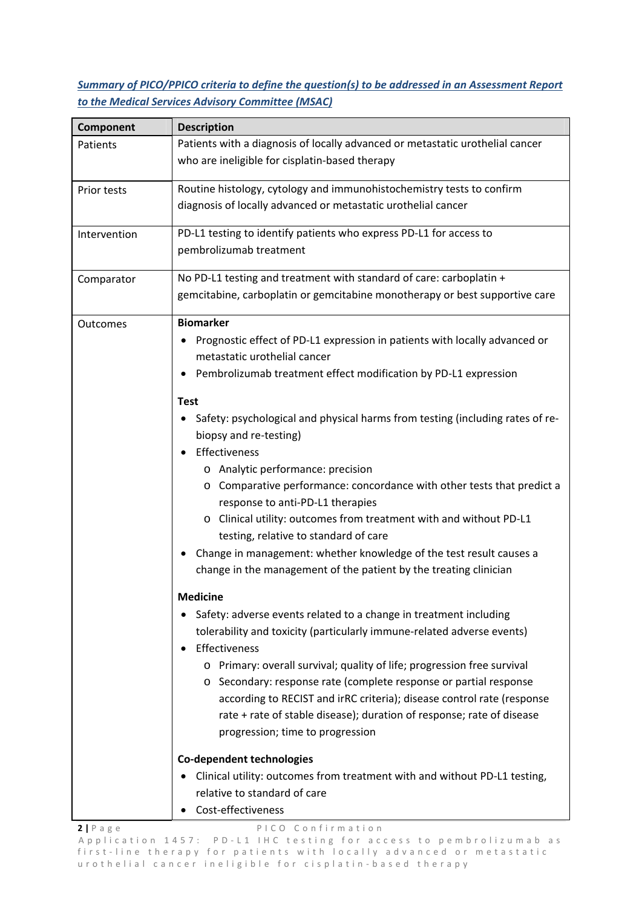***Summary of PICO/PPICO criteria to define the question(s) to be addressed in an Assessment Report to the Medical Services Advisory Committee (MSAC)***

| Component | Description |
|---|---|
| Patients | Patients with a diagnosis of locally advanced or metastatic urothelial cancer who are ineligible for cisplatin-based therapy |
| Prior tests | Routine histology, cytology and immunohistochemistry tests to confirm diagnosis of locally advanced or metastatic urothelial cancer |
| Intervention | PD-L1 testing to identify patients who express PD-L1 for access to pembrolizumab treatment |
| Comparator | No PD-L1 testing and treatment with standard of care: carboplatin + gemcitabine, carboplatin or gemcitabine monotherapy or best supportive care |
| Outcomes | **Biomarker**<br>• Prognostic effect of PD-L1 expression in patients with locally advanced or metastatic urothelial cancer<br>• Pembrolizumab treatment effect modification by PD-L1 expression<br><br>**Test**<br>• Safety: psychological and physical harms from testing (including rates of re-biopsy and re-testing)<br>• Effectiveness<br>&nbsp;&nbsp;o Analytic performance: precision<br>&nbsp;&nbsp;o Comparative performance: concordance with other tests that predict a response to anti-PD-L1 therapies<br>&nbsp;&nbsp;o Clinical utility: outcomes from treatment with and without PD-L1 testing, relative to standard of care<br>• Change in management: whether knowledge of the test result causes a change in the management of the patient by the treating clinician<br><br>**Medicine**<br>• Safety: adverse events related to a change in treatment including tolerability and toxicity (particularly immune-related adverse events)<br>• Effectiveness<br>&nbsp;&nbsp;o Primary: overall survival; quality of life; progression free survival<br>&nbsp;&nbsp;o Secondary: response rate (complete response or partial response according to RECIST and irRC criteria); disease control rate (response rate + rate of stable disease); duration of response; rate of disease progression; time to progression<br><br>**Co-dependent technologies**<br>• Clinical utility: outcomes from treatment with and without PD-L1 testing, relative to standard of care<br>• Cost-effectiveness |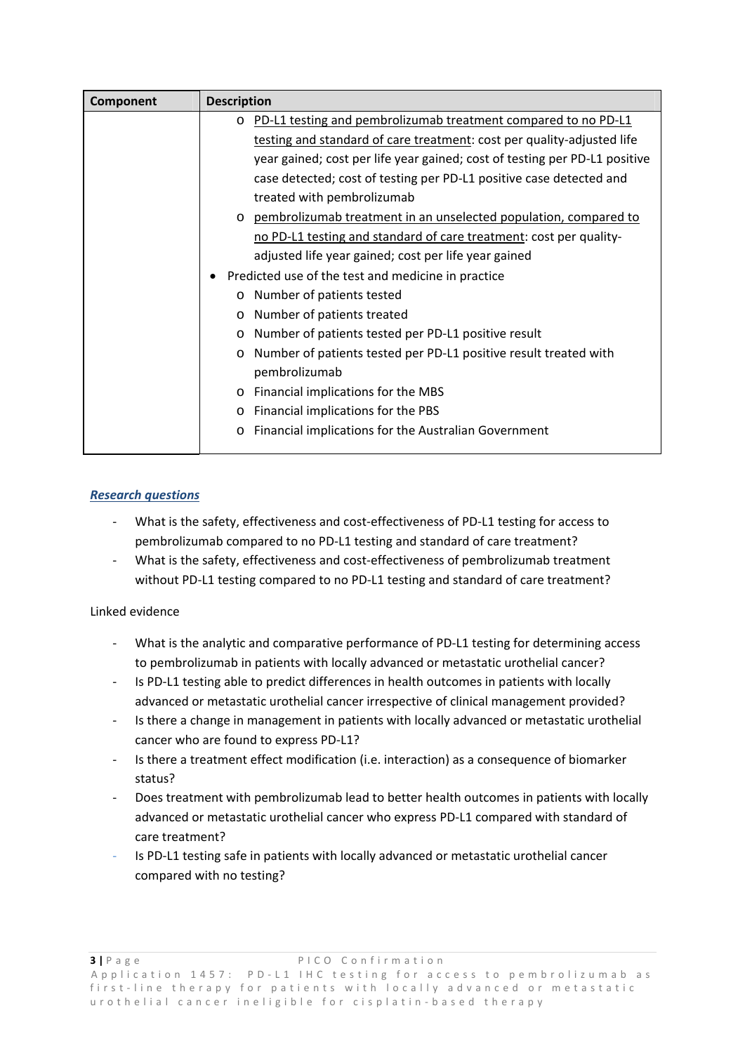| Component | Description |
|---|---|
| | o <u>PD-L1 testing and pembrolizumab treatment compared to no PD-L1 testing and standard of care treatment</u>: cost per quality-adjusted life year gained; cost per life year gained; cost of testing per PD-L1 positive case detected; cost of testing per PD-L1 positive case detected and treated with pembrolizumab<br>o <u>pembrolizumab treatment in an unselected population, compared to no PD-L1 testing and standard of care treatment</u>: cost per quality-adjusted life year gained; cost per life year gained<br>• Predicted use of the test and medicine in practice<br>o Number of patients tested<br>o Number of patients treated<br>o Number of patients tested per PD-L1 positive result<br>o Number of patients tested per PD-L1 positive result treated with pembrolizumab<br>o Financial implications for the MBS<br>o Financial implications for the PBS<br>o Financial implications for the Australian Government |

***<u>Research questions</u>***

- What is the safety, effectiveness and cost-effectiveness of PD-L1 testing for access to pembrolizumab compared to no PD-L1 testing and standard of care treatment?
- What is the safety, effectiveness and cost-effectiveness of pembrolizumab treatment without PD-L1 testing compared to no PD-L1 testing and standard of care treatment?

Linked evidence

- What is the analytic and comparative performance of PD-L1 testing for determining access to pembrolizumab in patients with locally advanced or metastatic urothelial cancer?
- Is PD-L1 testing able to predict differences in health outcomes in patients with locally advanced or metastatic urothelial cancer irrespective of clinical management provided?
- Is there a change in management in patients with locally advanced or metastatic urothelial cancer who are found to express PD-L1?
- Is there a treatment effect modification (i.e. interaction) as a consequence of biomarker status?
- Does treatment with pembrolizumab lead to better health outcomes in patients with locally advanced or metastatic urothelial cancer who express PD-L1 compared with standard of care treatment?
- Is PD-L1 testing safe in patients with locally advanced or metastatic urothelial cancer compared with no testing?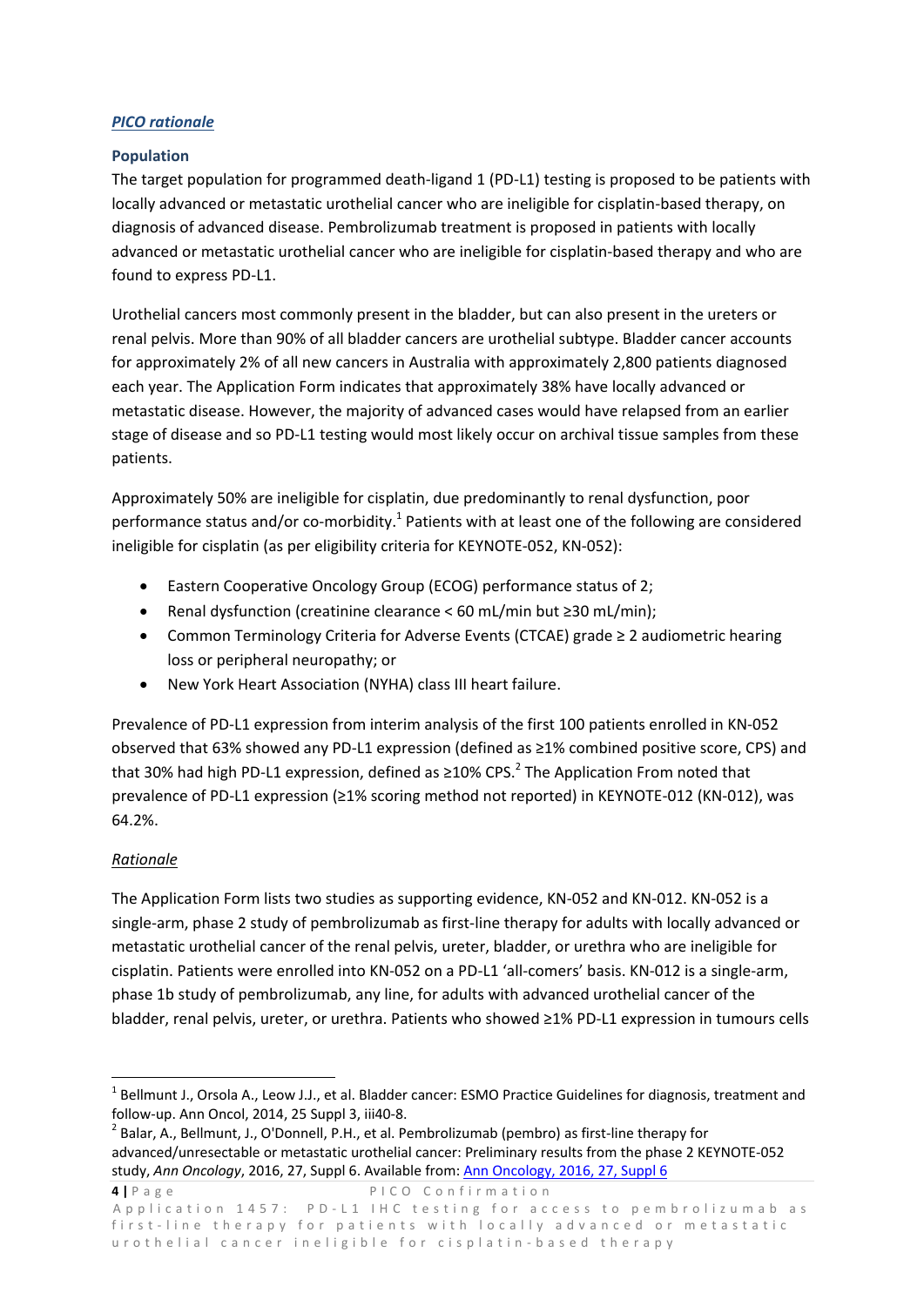## *PICO rationale*

### Population

The target population for programmed death-ligand 1 (PD-L1) testing is proposed to be patients with locally advanced or metastatic urothelial cancer who are ineligible for cisplatin-based therapy, on diagnosis of advanced disease. Pembrolizumab treatment is proposed in patients with locally advanced or metastatic urothelial cancer who are ineligible for cisplatin-based therapy and who are found to express PD-L1.

Urothelial cancers most commonly present in the bladder, but can also present in the ureters or renal pelvis. More than 90% of all bladder cancers are urothelial subtype. Bladder cancer accounts for approximately 2% of all new cancers in Australia with approximately 2,800 patients diagnosed each year. The Application Form indicates that approximately 38% have locally advanced or metastatic disease. However, the majority of advanced cases would have relapsed from an earlier stage of disease and so PD-L1 testing would most likely occur on archival tissue samples from these patients.

Approximately 50% are ineligible for cisplatin, due predominantly to renal dysfunction, poor performance status and/or co-morbidity.[1] Patients with at least one of the following are considered ineligible for cisplatin (as per eligibility criteria for KEYNOTE-052, KN-052):

- Eastern Cooperative Oncology Group (ECOG) performance status of 2;
- Renal dysfunction (creatinine clearance < 60 mL/min but ≥30 mL/min);
- Common Terminology Criteria for Adverse Events (CTCAE) grade ≥ 2 audiometric hearing loss or peripheral neuropathy; or
- New York Heart Association (NYHA) class III heart failure.

Prevalence of PD-L1 expression from interim analysis of the first 100 patients enrolled in KN-052 observed that 63% showed any PD-L1 expression (defined as ≥1% combined positive score, CPS) and that 30% had high PD-L1 expression, defined as ≥10% CPS.[2] The Application From noted that prevalence of PD-L1 expression (≥1% scoring method not reported) in KEYNOTE-012 (KN-012), was 64.2%.

*Rationale*

The Application Form lists two studies as supporting evidence, KN-052 and KN-012. KN-052 is a single-arm, phase 2 study of pembrolizumab as first-line therapy for adults with locally advanced or metastatic urothelial cancer of the renal pelvis, ureter, bladder, or urethra who are ineligible for cisplatin. Patients were enrolled into KN-052 on a PD-L1 'all-comers' basis. KN-012 is a single-arm, phase 1b study of pembrolizumab, any line, for adults with advanced urothelial cancer of the bladder, renal pelvis, ureter, or urethra. Patients who showed ≥1% PD-L1 expression in tumours cells

---

[1] Bellmunt J., Orsola A., Leow J.J., et al. Bladder cancer: ESMO Practice Guidelines for diagnosis, treatment and follow-up. Ann Oncol, 2014, 25 Suppl 3, iii40-8.

[2] Balar, A., Bellmunt, J., O'Donnell, P.H., et al. Pembrolizumab (pembro) as first-line therapy for advanced/unresectable or metastatic urothelial cancer: Preliminary results from the phase 2 KEYNOTE-052 study, *Ann Oncology*, 2016, 27, Suppl 6. Available from: Ann Oncology, 2016, 27, Suppl 6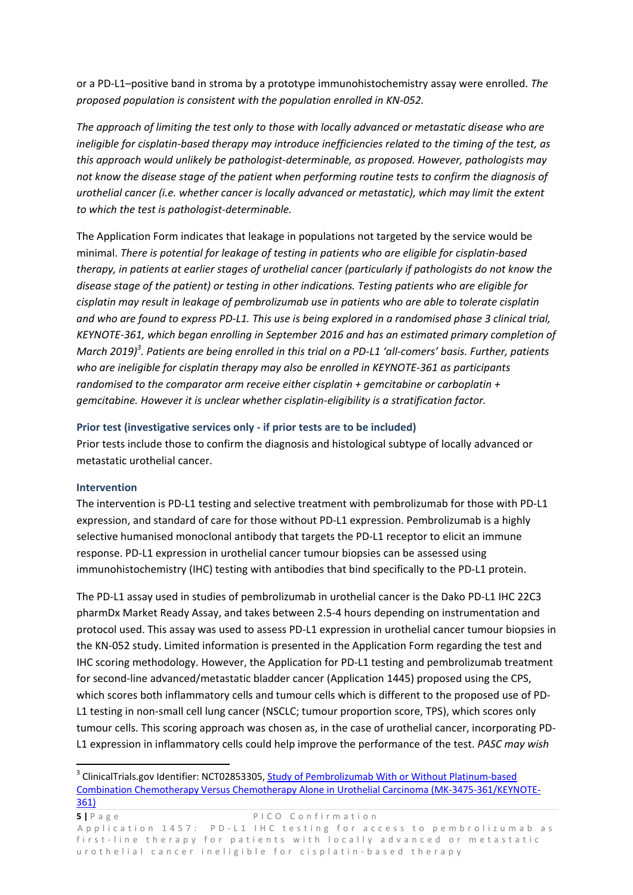or a PD-L1–positive band in stroma by a prototype immunohistochemistry assay were enrolled. *The proposed population is consistent with the population enrolled in KN-052.*

*The approach of limiting the test only to those with locally advanced or metastatic disease who are ineligible for cisplatin-based therapy may introduce inefficiencies related to the timing of the test, as this approach would unlikely be pathologist-determinable, as proposed. However, pathologists may not know the disease stage of the patient when performing routine tests to confirm the diagnosis of urothelial cancer (i.e. whether cancer is locally advanced or metastatic), which may limit the extent to which the test is pathologist-determinable.*

The Application Form indicates that leakage in populations not targeted by the service would be minimal. *There is potential for leakage of testing in patients who are eligible for cisplatin-based therapy, in patients at earlier stages of urothelial cancer (particularly if pathologists do not know the disease stage of the patient) or testing in other indications. Testing patients who are eligible for cisplatin may result in leakage of pembrolizumab use in patients who are able to tolerate cisplatin and who are found to express PD-L1. This use is being explored in a randomised phase 3 clinical trial, KEYNOTE-361, which began enrolling in September 2016 and has an estimated primary completion of March 2019)[3]. Patients are being enrolled in this trial on a PD-L1 'all-comers' basis. Further, patients who are ineligible for cisplatin therapy may also be enrolled in KEYNOTE-361 as participants randomised to the comparator arm receive either cisplatin + gemcitabine or carboplatin + gemcitabine. However it is unclear whether cisplatin-eligibility is a stratification factor.*

### Prior test (investigative services only - if prior tests are to be included)

Prior tests include those to confirm the diagnosis and histological subtype of locally advanced or metastatic urothelial cancer.

### Intervention

The intervention is PD-L1 testing and selective treatment with pembrolizumab for those with PD-L1 expression, and standard of care for those without PD-L1 expression. Pembrolizumab is a highly selective humanised monoclonal antibody that targets the PD-L1 receptor to elicit an immune response. PD-L1 expression in urothelial cancer tumour biopsies can be assessed using immunohistochemistry (IHC) testing with antibodies that bind specifically to the PD-L1 protein.

The PD-L1 assay used in studies of pembrolizumab in urothelial cancer is the Dako PD-L1 IHC 22C3 pharmDx Market Ready Assay, and takes between 2.5-4 hours depending on instrumentation and protocol used. This assay was used to assess PD-L1 expression in urothelial cancer tumour biopsies in the KN-052 study. Limited information is presented in the Application Form regarding the test and IHC scoring methodology. However, the Application for PD-L1 testing and pembrolizumab treatment for second-line advanced/metastatic bladder cancer (Application 1445) proposed using the CPS, which scores both inflammatory cells and tumour cells which is different to the proposed use of PD-L1 testing in non-small cell lung cancer (NSCLC; tumour proportion score, TPS), which scores only tumour cells. This scoring approach was chosen as, in the case of urothelial cancer, incorporating PD-L1 expression in inflammatory cells could help improve the performance of the test. *PASC may wish*

[3] ClinicalTrials.gov Identifier: NCT02853305, Study of Pembrolizumab With or Without Platinum-based Combination Chemotherapy Versus Chemotherapy Alone in Urothelial Carcinoma (MK-3475-361/KEYNOTE-361)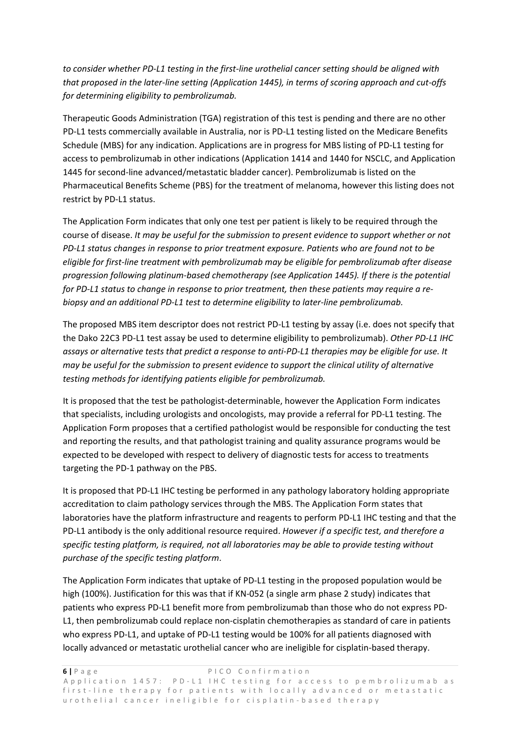*to consider whether PD-L1 testing in the first-line urothelial cancer setting should be aligned with that proposed in the later-line setting (Application 1445), in terms of scoring approach and cut-offs for determining eligibility to pembrolizumab.*

Therapeutic Goods Administration (TGA) registration of this test is pending and there are no other PD-L1 tests commercially available in Australia, nor is PD-L1 testing listed on the Medicare Benefits Schedule (MBS) for any indication. Applications are in progress for MBS listing of PD-L1 testing for access to pembrolizumab in other indications (Application 1414 and 1440 for NSCLC, and Application 1445 for second-line advanced/metastatic bladder cancer). Pembrolizumab is listed on the Pharmaceutical Benefits Scheme (PBS) for the treatment of melanoma, however this listing does not restrict by PD-L1 status.

The Application Form indicates that only one test per patient is likely to be required through the course of disease. *It may be useful for the submission to present evidence to support whether or not PD-L1 status changes in response to prior treatment exposure. Patients who are found not to be eligible for first-line treatment with pembrolizumab may be eligible for pembrolizumab after disease progression following platinum-based chemotherapy (see Application 1445). If there is the potential for PD-L1 status to change in response to prior treatment, then these patients may require a re-biopsy and an additional PD-L1 test to determine eligibility to later-line pembrolizumab.*

The proposed MBS item descriptor does not restrict PD-L1 testing by assay (i.e. does not specify that the Dako 22C3 PD-L1 test assay be used to determine eligibility to pembrolizumab). *Other PD-L1 IHC assays or alternative tests that predict a response to anti-PD-L1 therapies may be eligible for use. It may be useful for the submission to present evidence to support the clinical utility of alternative testing methods for identifying patients eligible for pembrolizumab.*

It is proposed that the test be pathologist-determinable, however the Application Form indicates that specialists, including urologists and oncologists, may provide a referral for PD-L1 testing. The Application Form proposes that a certified pathologist would be responsible for conducting the test and reporting the results, and that pathologist training and quality assurance programs would be expected to be developed with respect to delivery of diagnostic tests for access to treatments targeting the PD-1 pathway on the PBS.

It is proposed that PD-L1 IHC testing be performed in any pathology laboratory holding appropriate accreditation to claim pathology services through the MBS. The Application Form states that laboratories have the platform infrastructure and reagents to perform PD-L1 IHC testing and that the PD-L1 antibody is the only additional resource required. *However if a specific test, and therefore a specific testing platform, is required, not all laboratories may be able to provide testing without purchase of the specific testing platform*.

The Application Form indicates that uptake of PD-L1 testing in the proposed population would be high (100%). Justification for this was that if KN-052 (a single arm phase 2 study) indicates that patients who express PD-L1 benefit more from pembrolizumab than those who do not express PD-L1, then pembrolizumab could replace non-cisplatin chemotherapies as standard of care in patients who express PD-L1, and uptake of PD-L1 testing would be 100% for all patients diagnosed with locally advanced or metastatic urothelial cancer who are ineligible for cisplatin-based therapy.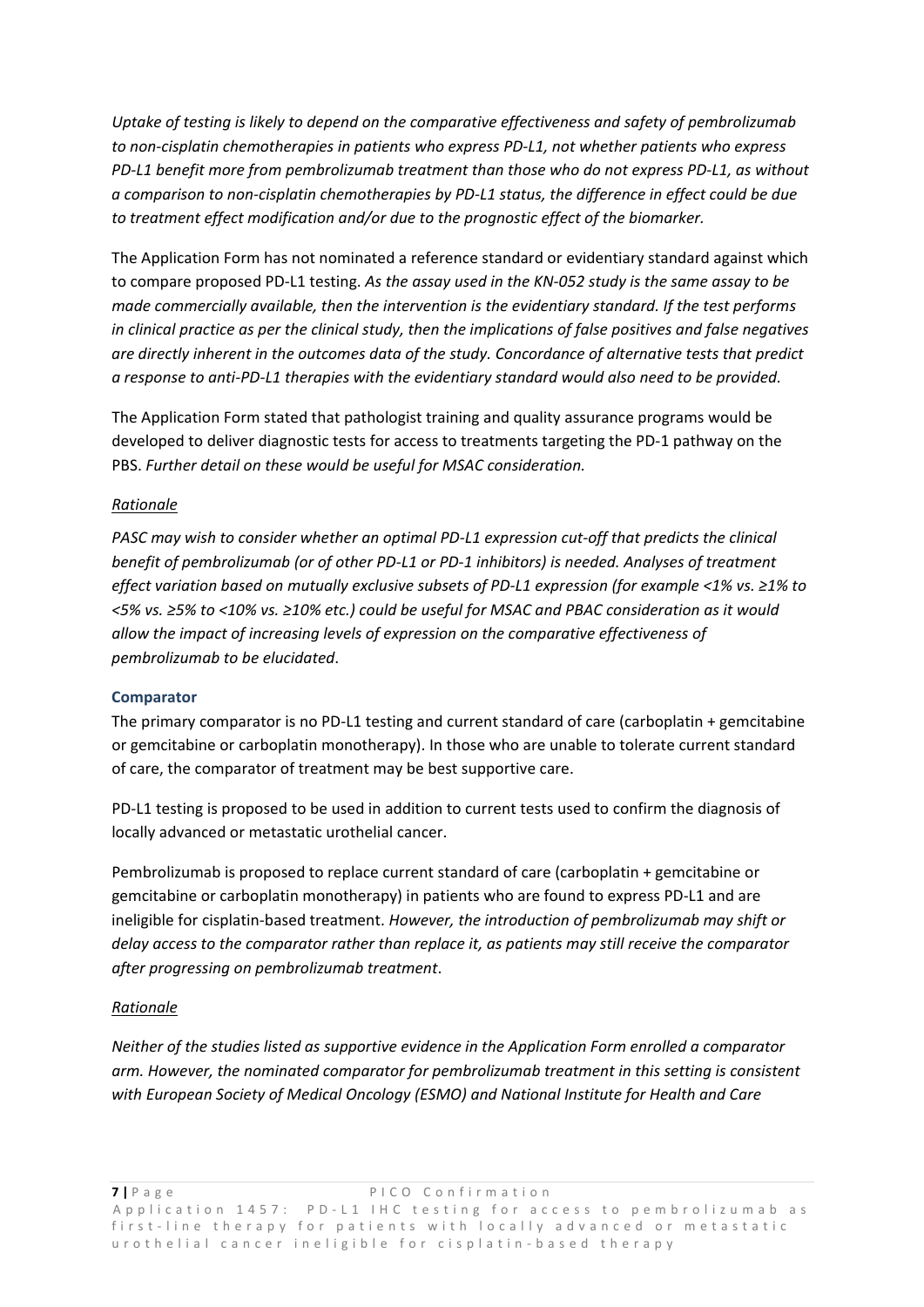*Uptake of testing is likely to depend on the comparative effectiveness and safety of pembrolizumab to non-cisplatin chemotherapies in patients who express PD-L1, not whether patients who express PD-L1 benefit more from pembrolizumab treatment than those who do not express PD-L1, as without a comparison to non-cisplatin chemotherapies by PD-L1 status, the difference in effect could be due to treatment effect modification and/or due to the prognostic effect of the biomarker.*

The Application Form has not nominated a reference standard or evidentiary standard against which to compare proposed PD-L1 testing. *As the assay used in the KN-052 study is the same assay to be made commercially available, then the intervention is the evidentiary standard. If the test performs in clinical practice as per the clinical study, then the implications of false positives and false negatives are directly inherent in the outcomes data of the study. Concordance of alternative tests that predict a response to anti-PD-L1 therapies with the evidentiary standard would also need to be provided.*

The Application Form stated that pathologist training and quality assurance programs would be developed to deliver diagnostic tests for access to treatments targeting the PD-1 pathway on the PBS. *Further detail on these would be useful for MSAC consideration.*

*Rationale*

*PASC may wish to consider whether an optimal PD-L1 expression cut-off that predicts the clinical benefit of pembrolizumab (or of other PD-L1 or PD-1 inhibitors) is needed. Analyses of treatment effect variation based on mutually exclusive subsets of PD-L1 expression (for example <1% vs. ≥1% to <5% vs. ≥5% to <10% vs. ≥10% etc.) could be useful for MSAC and PBAC consideration as it would allow the impact of increasing levels of expression on the comparative effectiveness of pembrolizumab to be elucidated*.

### Comparator

The primary comparator is no PD-L1 testing and current standard of care (carboplatin + gemcitabine or gemcitabine or carboplatin monotherapy). In those who are unable to tolerate current standard of care, the comparator of treatment may be best supportive care.

PD-L1 testing is proposed to be used in addition to current tests used to confirm the diagnosis of locally advanced or metastatic urothelial cancer.

Pembrolizumab is proposed to replace current standard of care (carboplatin + gemcitabine or gemcitabine or carboplatin monotherapy) in patients who are found to express PD-L1 and are ineligible for cisplatin-based treatment. *However, the introduction of pembrolizumab may shift or delay access to the comparator rather than replace it, as patients may still receive the comparator after progressing on pembrolizumab treatment*.

*Rationale*

*Neither of the studies listed as supportive evidence in the Application Form enrolled a comparator arm. However, the nominated comparator for pembrolizumab treatment in this setting is consistent with European Society of Medical Oncology (ESMO) and National Institute for Health and Care*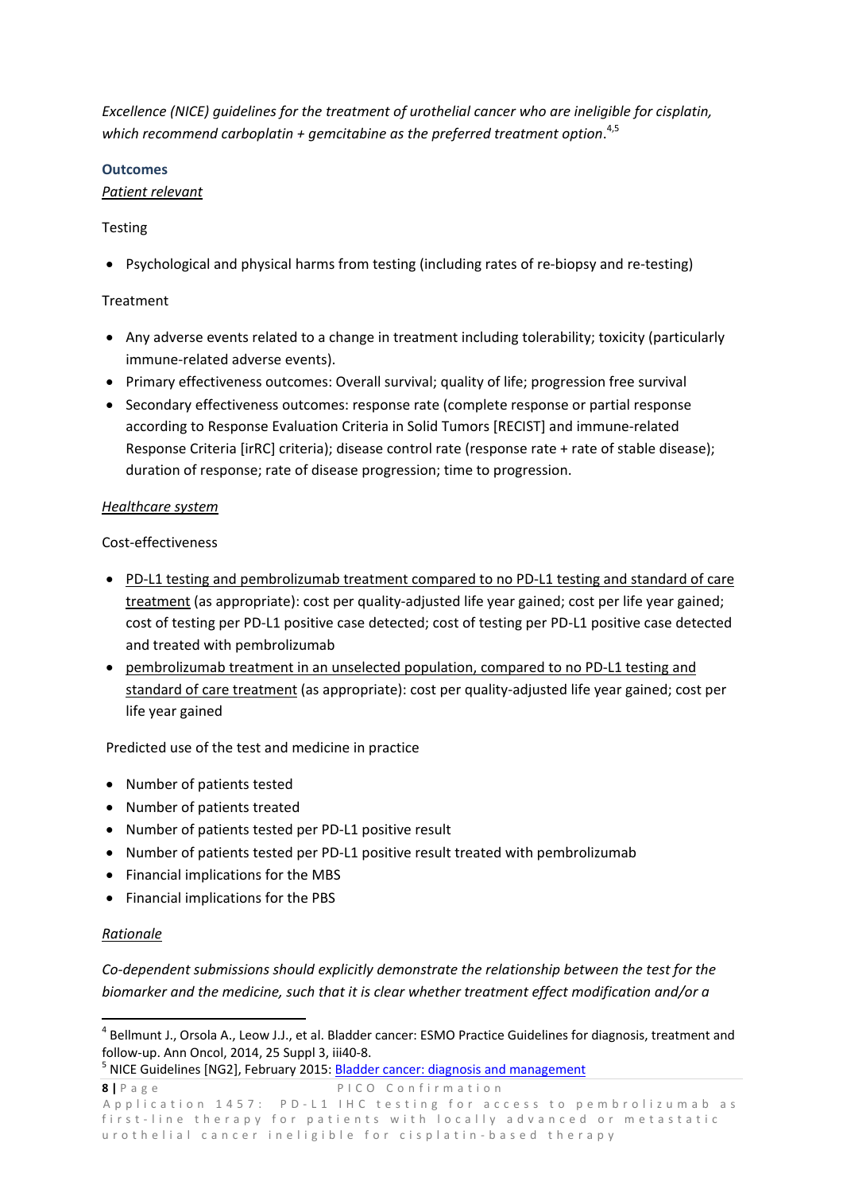*Excellence (NICE) guidelines for the treatment of urothelial cancer who are ineligible for cisplatin, which recommend carboplatin + gemcitabine as the preferred treatment option.*[4,5]

### Outcomes

*Patient relevant*

Testing

- Psychological and physical harms from testing (including rates of re-biopsy and re-testing)

Treatment

- Any adverse events related to a change in treatment including tolerability; toxicity (particularly immune-related adverse events).
- Primary effectiveness outcomes: Overall survival; quality of life; progression free survival
- Secondary effectiveness outcomes: response rate (complete response or partial response according to Response Evaluation Criteria in Solid Tumors [RECIST] and immune-related Response Criteria [irRC] criteria); disease control rate (response rate + rate of stable disease); duration of response; rate of disease progression; time to progression.

*Healthcare system*

Cost-effectiveness

- PD-L1 testing and pembrolizumab treatment compared to no PD-L1 testing and standard of care treatment (as appropriate): cost per quality-adjusted life year gained; cost per life year gained; cost of testing per PD-L1 positive case detected; cost of testing per PD-L1 positive case detected and treated with pembrolizumab
- pembrolizumab treatment in an unselected population, compared to no PD-L1 testing and standard of care treatment (as appropriate): cost per quality-adjusted life year gained; cost per life year gained

Predicted use of the test and medicine in practice

- Number of patients tested
- Number of patients treated
- Number of patients tested per PD-L1 positive result
- Number of patients tested per PD-L1 positive result treated with pembrolizumab
- Financial implications for the MBS
- Financial implications for the PBS

*Rationale*

*Co-dependent submissions should explicitly demonstrate the relationship between the test for the biomarker and the medicine, such that it is clear whether treatment effect modification and/or a*

---

[4] Bellmunt J., Orsola A., Leow J.J., et al. Bladder cancer: ESMO Practice Guidelines for diagnosis, treatment and follow-up. Ann Oncol, 2014, 25 Suppl 3, iii40-8.

[5] NICE Guidelines [NG2], February 2015: Bladder cancer: diagnosis and management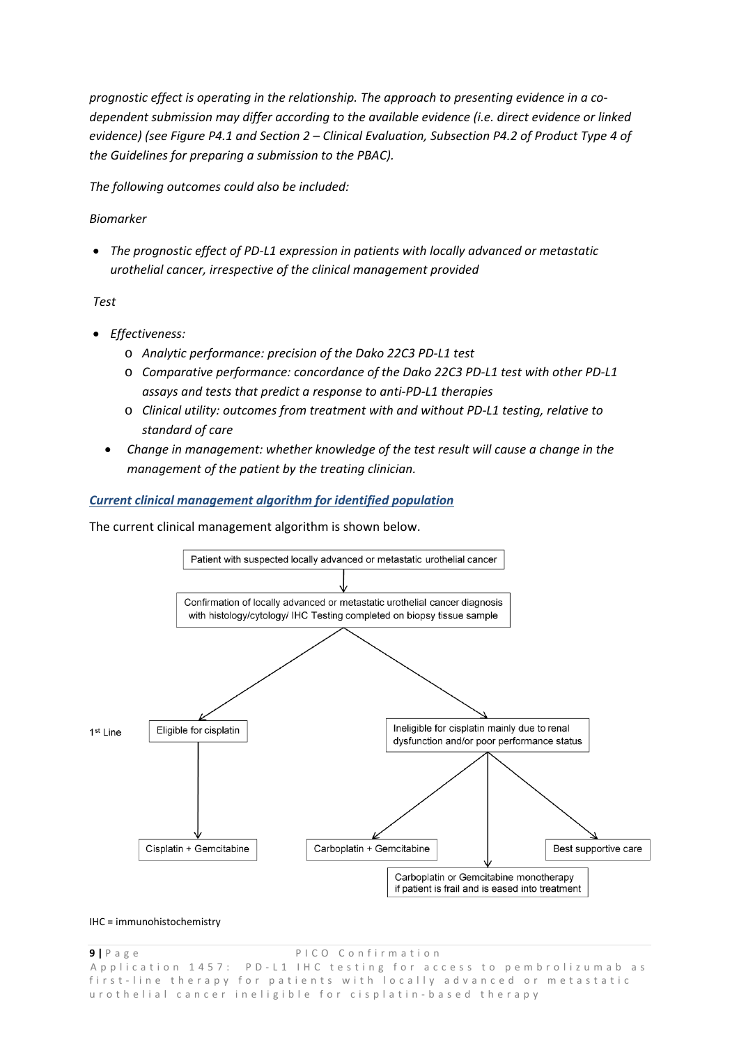*prognostic effect is operating in the relationship. The approach to presenting evidence in a co-dependent submission may differ according to the available evidence (i.e. direct evidence or linked evidence) (see Figure P4.1 and Section 2 – Clinical Evaluation, Subsection P4.2 of Product Type 4 of the Guidelines for preparing a submission to the PBAC).*

*The following outcomes could also be included:*

*Biomarker*

- *The prognostic effect of PD-L1 expression in patients with locally advanced or metastatic urothelial cancer, irrespective of the clinical management provided*

*Test*

- *Effectiveness:*
  - *Analytic performance: precision of the Dako 22C3 PD-L1 test*
  - *Comparative performance: concordance of the Dako 22C3 PD-L1 test with other PD-L1 assays and tests that predict a response to anti-PD-L1 therapies*
  - *Clinical utility: outcomes from treatment with and without PD-L1 testing, relative to standard of care*
- *Change in management: whether knowledge of the test result will cause a change in the management of the patient by the treating clinician.*

## *Current clinical management algorithm for identified population*

The current clinical management algorithm is shown below.

Patient with suspected locally advanced or metastatic urothelial cancer

Confirmation of locally advanced or metastatic urothelial cancer diagnosis with histology/cytology/ IHC Testing completed on biopsy tissue sample

1st Line

Eligible for cisplatin

Ineligible for cisplatin mainly due to renal dysfunction and/or poor performance status

Cisplatin + Gemcitabine

Carboplatin + Gemcitabine

Carboplatin or Gemcitabine monotherapy if patient is frail and is eased into treatment

Best supportive care

IHC = immunohistochemistry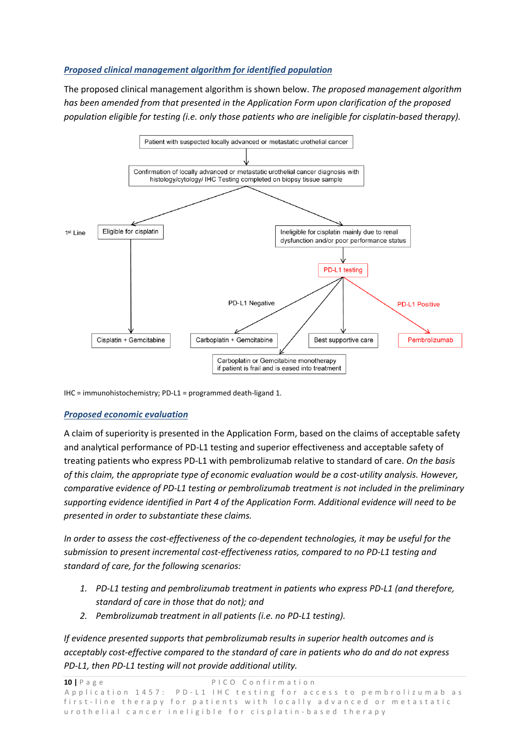***Proposed clinical management algorithm for identified population***

The proposed clinical management algorithm is shown below. *The proposed management algorithm has been amended from that presented in the Application Form upon clarification of the proposed population eligible for testing (i.e. only those patients who are ineligible for cisplatin-based therapy).*

Patient with suspected locally advanced or metastatic urothelial cancer

Confirmation of locally advanced or metastatic urothelial cancer diagnosis with histology/cytology/ IHC Testing completed on biopsy tissue sample

1st Line

Eligible for cisplatin

Ineligible for cisplatin mainly due to renal dysfunction and/or poor performance status

PD-L1 testing

PD-L1 Negative

PD-L1 Positive

Cisplatin + Gemcitabine

Carboplatin + Gemcitabine

Best supportive care

Pembrolizumab

Carboplatin or Gemcitabine monotherapy if patient is frail and is eased into treatment

IHC = immunohistochemistry; PD-L1 = programmed death-ligand 1.

***Proposed economic evaluation***

A claim of superiority is presented in the Application Form, based on the claims of acceptable safety and analytical performance of PD-L1 testing and superior effectiveness and acceptable safety of treating patients who express PD-L1 with pembrolizumab relative to standard of care. *On the basis of this claim, the appropriate type of economic evaluation would be a cost-utility analysis. However, comparative evidence of PD-L1 testing or pembrolizumab treatment is not included in the preliminary supporting evidence identified in Part 4 of the Application Form. Additional evidence will need to be presented in order to substantiate these claims.*

*In order to assess the cost-effectiveness of the co-dependent technologies, it may be useful for the submission to present incremental cost-effectiveness ratios, compared to no PD-L1 testing and standard of care, for the following scenarios:*

1. *PD-L1 testing and pembrolizumab treatment in patients who express PD-L1 (and therefore, standard of care in those that do not); and*
2. *Pembrolizumab treatment in all patients (i.e. no PD-L1 testing).*

*If evidence presented supports that pembrolizumab results in superior health outcomes and is acceptably cost-effective compared to the standard of care in patients who do and do not express PD-L1, then PD-L1 testing will not provide additional utility.*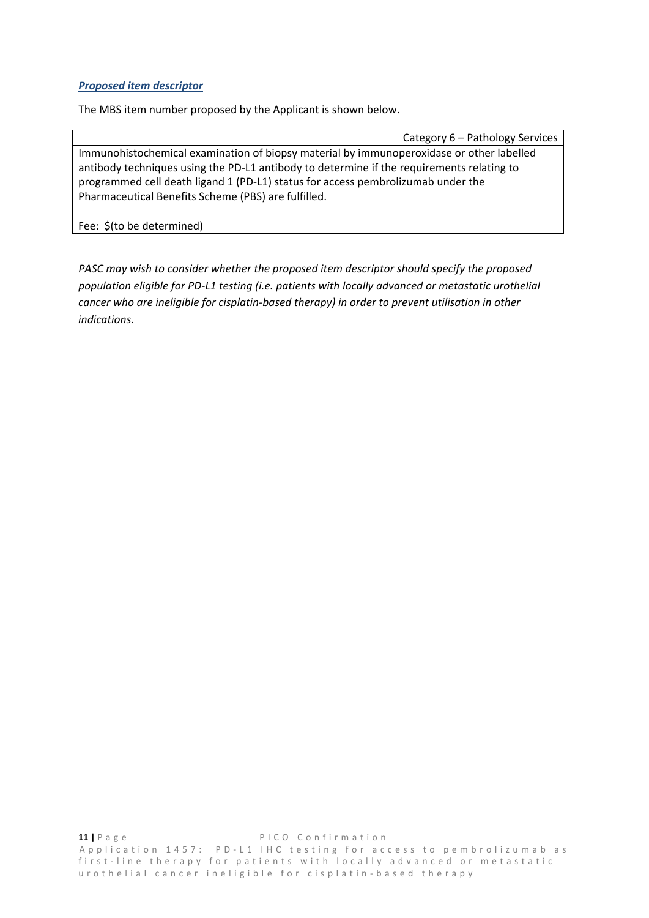***Proposed item descriptor***

The MBS item number proposed by the Applicant is shown below.

| Category 6 – Pathology Services |
|---|
| Immunohistochemical examination of biopsy material by immunoperoxidase or other labelled antibody techniques using the PD-L1 antibody to determine if the requirements relating to programmed cell death ligand 1 (PD-L1) status for access pembrolizumab under the Pharmaceutical Benefits Scheme (PBS) are fulfilled.<br><br>Fee: $(to be determined) |

*PASC may wish to consider whether the proposed item descriptor should specify the proposed population eligible for PD-L1 testing (i.e. patients with locally advanced or metastatic urothelial cancer who are ineligible for cisplatin-based therapy) in order to prevent utilisation in other indications.*